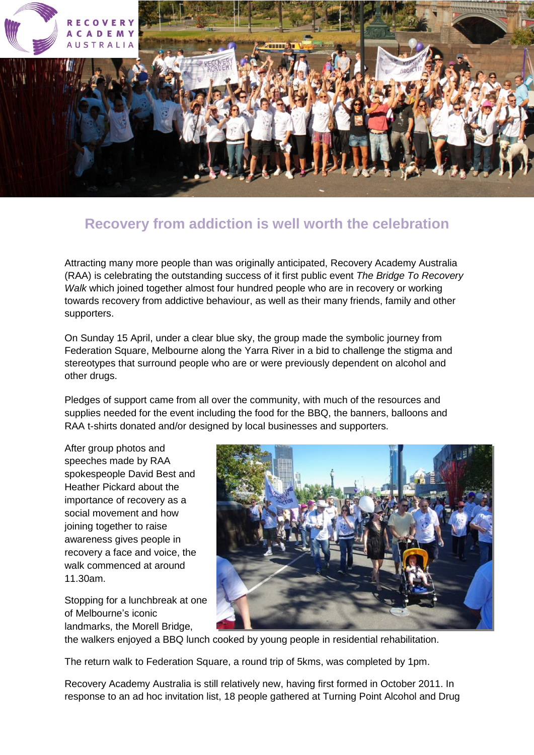# Recovery from addiction is well worth the celebration

Attracting many more people than was originally anticipated, Recovery Academy Australia (RAA) is celebrating the outstanding success of it first public event *The Bridge To Recovery Walk* which joined together almost four hundred people who are in recovery or working towards recovery from addictive behaviour, as well as their many friends, family and other supporters.

On Sunday 15 April, under a clear blue sky, the group made the symbolic journey from Federation Square, Melbourne along the Yarra River in a bid to challenge the stigma and stereotypes that surround people who are or were previously dependent on alcohol and other drugs.

Pledges of support came from all over the community, with much of the resources and supplies needed for the event including the food for the BBQ, the banners, balloons and RAA t-shirts donated and/or designed by local businesses and supporters.

After group photos and speeches made by RAA spokespeople David Best and Heather Pickard about the importance of recovery as a social movement and how joining together to raise awareness gives people in recovery a face and voice, the walk commenced at around 11.30am.

Stopping for a lunchbreak at one of Melbourne's iconic landmarks, the Morell Bridge, the walkers enjoyed a BBQ lunch cooked by young people in residential rehabilitation.

The return walk to Federation Square, a round trip of 5kms, was completed by 1pm.

Recovery Academy Australia is still relatively new, having first formed in October 2011. In response to an ad hoc invitation list, 18 people gathered at Turning Point Alcohol and Drug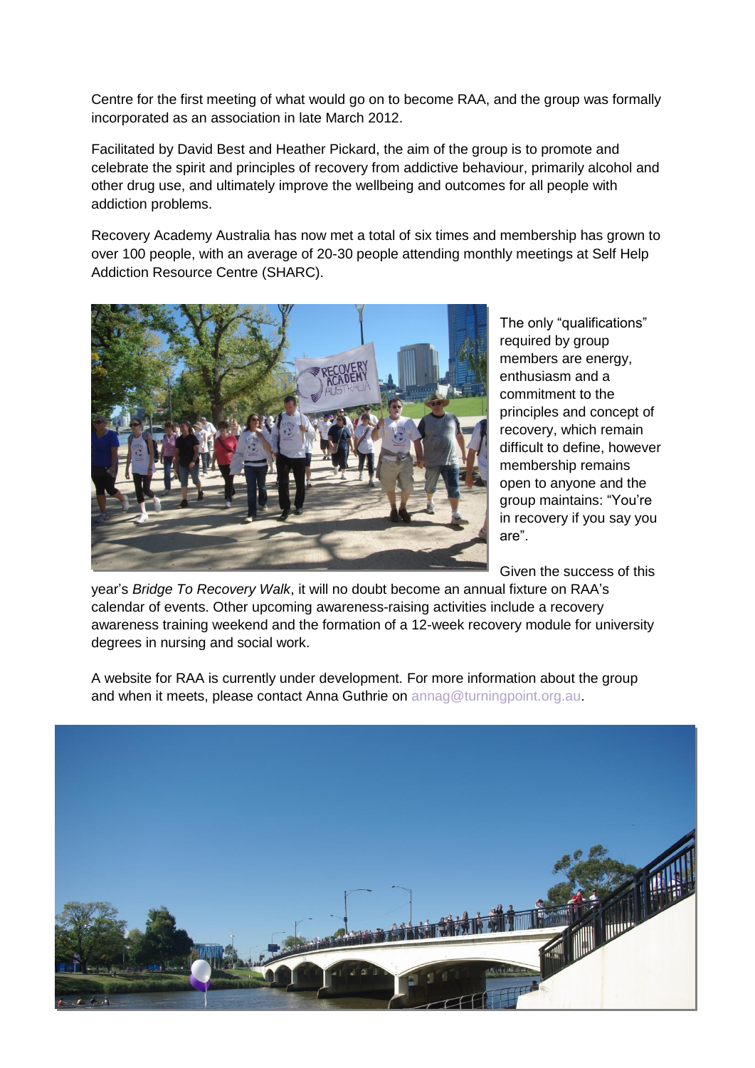Centre for the first meeting of what would go on to become RAA, and the group was formally incorporated as an association in late March 2012.

Facilitated by David Best and Heather Pickard, the aim of the group is to promote and celebrate the spirit and principles of recovery from addictive behaviour, primarily alcohol and other drug use, and ultimately improve the wellbeing and outcomes for all people with addiction problems.

Recovery Academy Australia has now met a total of six times and membership has grown to over 100 people, with an average of 20-30 people attending monthly meetings at Self Help Addiction Resource Centre (SHARC).

The only "qualifications" required by group members are energy, enthusiasm and a commitment to the principles and concept of recovery, which remain difficult to define, however membership remains open to anyone and the group maintains: "You're in recovery if you say you are".

Given the success of this year's *Bridge To Recovery Walk*, it will no doubt become an annual fixture on RAA's calendar of events. Other upcoming awareness-raising activities include a recovery awareness training weekend and the formation of a 12-week recovery module for university degrees in nursing and social work.

A website for RAA is currently under development. For more information about the group and when it meets, please contact Anna Guthrie on annag@turningpoint.org.au.